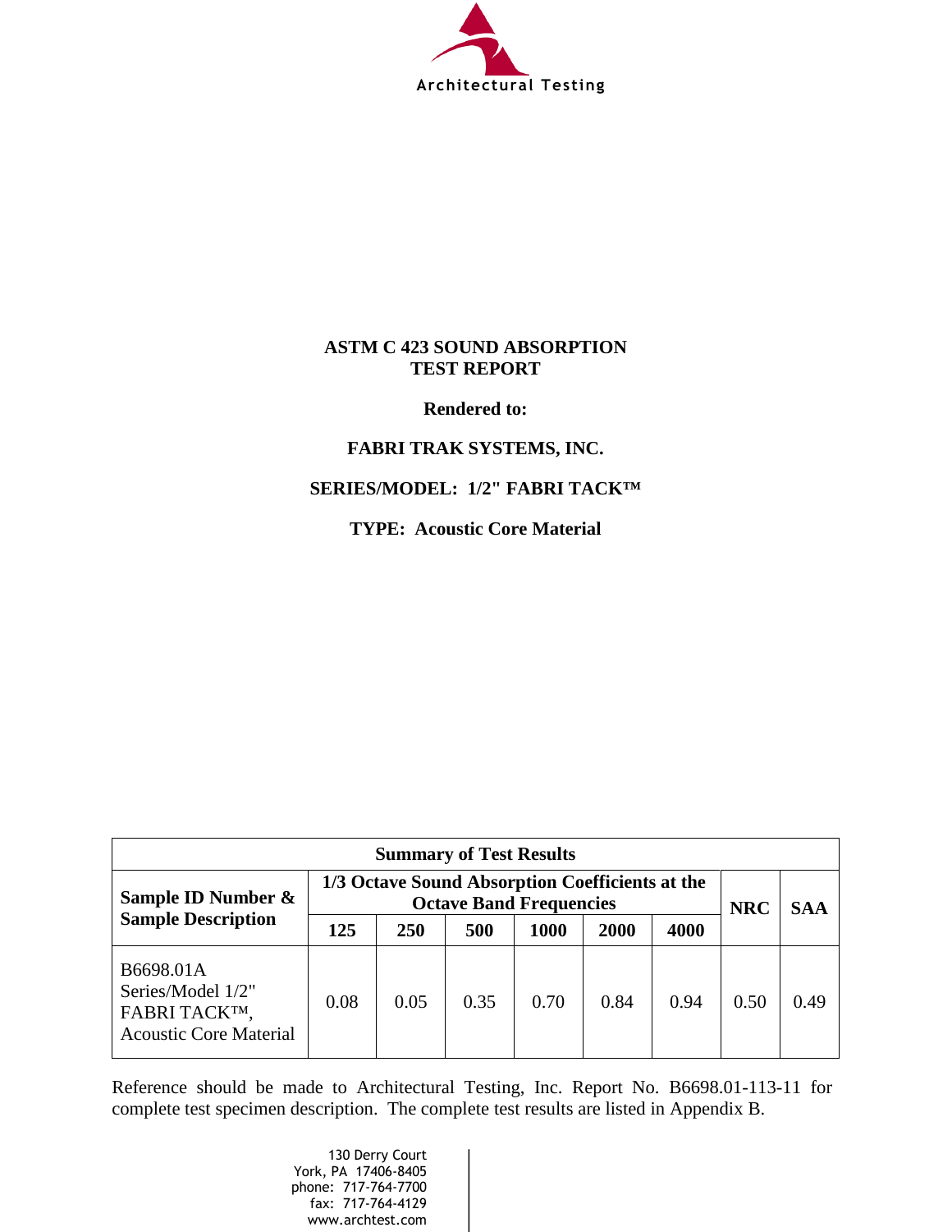Architectural Testing

# ASTM C 423 SOUND ABSORPTION TEST REPORT

**Rendered to:**

**FABRI TRAK SYSTEMS, INC.**

**SERIES/MODEL: 1/2" FABRI TACK™**

**TYPE: Acoustic Core Material**

| Summary of Test Results | | | | | | | | |
|---|---|---|---|---|---|---|---|---|
| **Sample ID Number & Sample Description** | **1/3 Octave Sound Absorption Coefficients at the Octave Band Frequencies** | | | | | | **NRC** | **SAA** |
| | **125** | **250** | **500** | **1000** | **2000** | **4000** | | |
| B6698.01A Series/Model 1/2" FABRI TACK™, Acoustic Core Material | 0.08 | 0.05 | 0.35 | 0.70 | 0.84 | 0.94 | 0.50 | 0.49 |

Reference should be made to Architectural Testing, Inc. Report No. B6698.01-113-11 for complete test specimen description. The complete test results are listed in Appendix B.

130 Derry Court
York, PA 17406-8405
phone: 717-764-7700
fax: 717-764-4129
www.archtest.com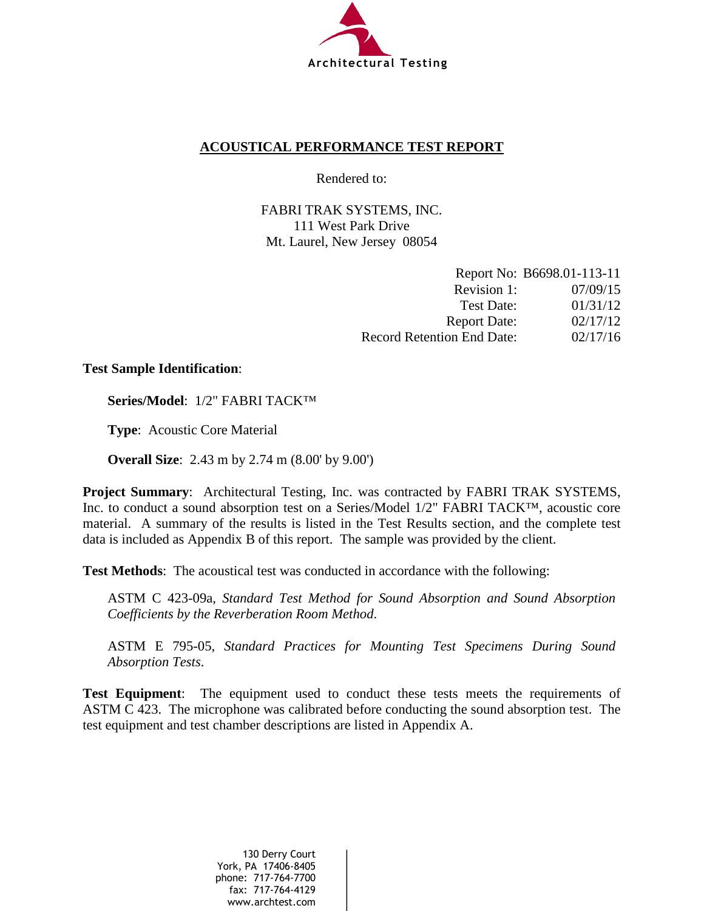Architectural Testing

## ACOUSTICAL PERFORMANCE TEST REPORT

Rendered to:

FABRI TRAK SYSTEMS, INC.
111 West Park Drive
Mt. Laurel, New Jersey 08054

| | |
|---|---|
| Report No: | B6698.01-113-11 |
| Revision 1: | 07/09/15 |
| Test Date: | 01/31/12 |
| Report Date: | 02/17/12 |
| Record Retention End Date: | 02/17/16 |

**Test Sample Identification**:

**Series/Model**: 1/2" FABRI TACK™

**Type**: Acoustic Core Material

**Overall Size**: 2.43 m by 2.74 m (8.00' by 9.00')

**Project Summary**: Architectural Testing, Inc. was contracted by FABRI TRAK SYSTEMS, Inc. to conduct a sound absorption test on a Series/Model 1/2" FABRI TACK™, acoustic core material. A summary of the results is listed in the Test Results section, and the complete test data is included as Appendix B of this report. The sample was provided by the client.

**Test Methods**: The acoustical test was conducted in accordance with the following:

ASTM C 423-09a, *Standard Test Method for Sound Absorption and Sound Absorption Coefficients by the Reverberation Room Method*.

ASTM E 795-05, *Standard Practices for Mounting Test Specimens During Sound Absorption Tests*.

**Test Equipment**: The equipment used to conduct these tests meets the requirements of ASTM C 423. The microphone was calibrated before conducting the sound absorption test. The test equipment and test chamber descriptions are listed in Appendix A.

130 Derry Court
York, PA 17406-8405
phone: 717-764-7700
fax: 717-764-4129
www.archtest.com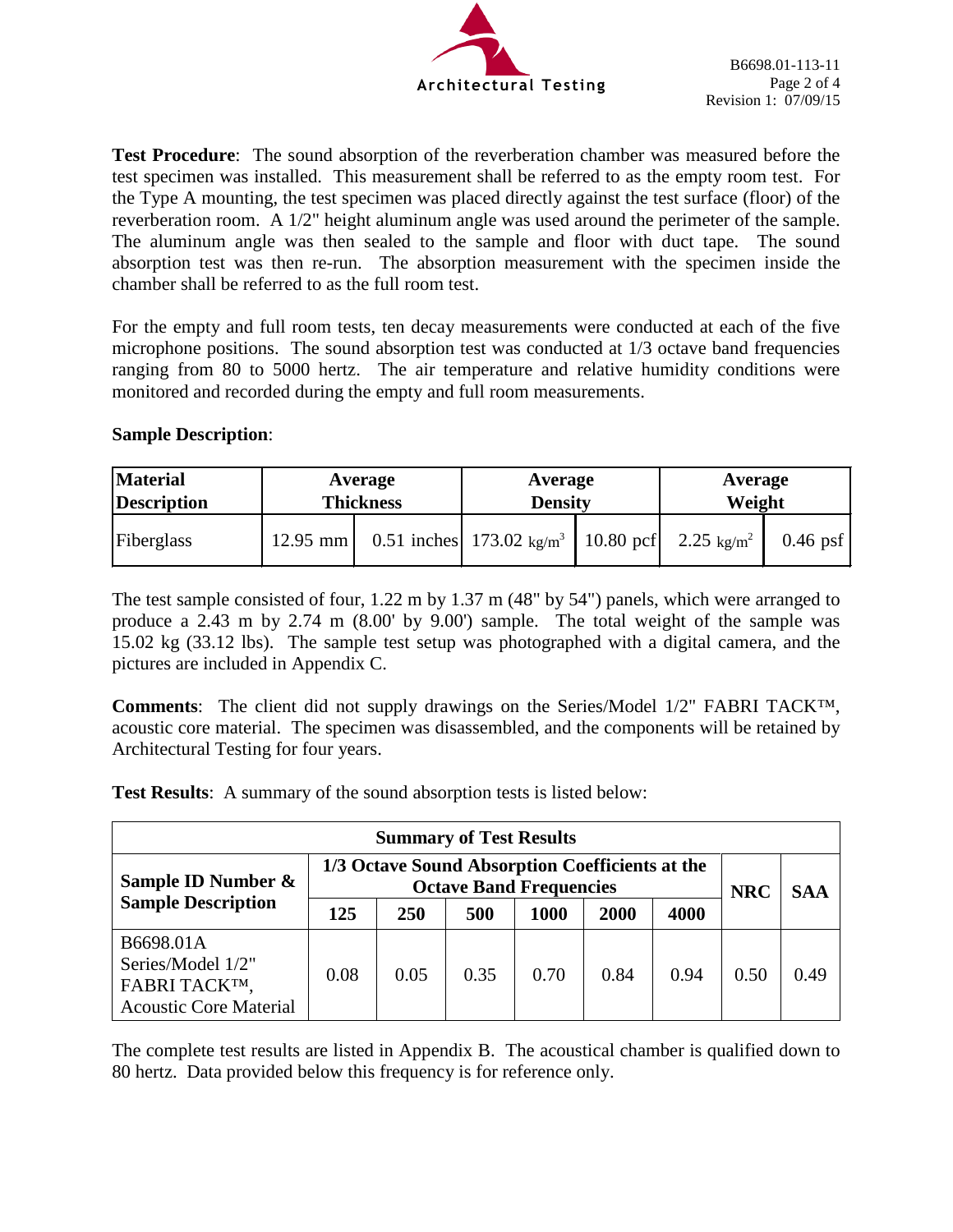**Test Procedure**: The sound absorption of the reverberation chamber was measured before the test specimen was installed. This measurement shall be referred to as the empty room test. For the Type A mounting, the test specimen was placed directly against the test surface (floor) of the reverberation room. A 1/2" height aluminum angle was used around the perimeter of the sample. The aluminum angle was then sealed to the sample and floor with duct tape. The sound absorption test was then re-run. The absorption measurement with the specimen inside the chamber shall be referred to as the full room test.

For the empty and full room tests, ten decay measurements were conducted at each of the five microphone positions. The sound absorption test was conducted at 1/3 octave band frequencies ranging from 80 to 5000 hertz. The air temperature and relative humidity conditions were monitored and recorded during the empty and full room measurements.

**Sample Description**:

| Material Description | Average Thickness | | Average Density | | Average Weight | |
|---|---|---|---|---|---|---|
| Fiberglass | 12.95 mm | 0.51 inches | 173.02 $kg/m^3$ | 10.80 pcf | 2.25 $kg/m^2$ | 0.46 psf |

The test sample consisted of four, 1.22 m by 1.37 m (48" by 54") panels, which were arranged to produce a 2.43 m by 2.74 m (8.00' by 9.00') sample. The total weight of the sample was 15.02 kg (33.12 lbs). The sample test setup was photographed with a digital camera, and the pictures are included in Appendix C.

**Comments**: The client did not supply drawings on the Series/Model 1/2" FABRI TACK™, acoustic core material. The specimen was disassembled, and the components will be retained by Architectural Testing for four years.

**Test Results**: A summary of the sound absorption tests is listed below:

| Summary of Test Results | | | | | | | | |
|---|---|---|---|---|---|---|---|---|
| Sample ID Number & Sample Description | 1/3 Octave Sound Absorption Coefficients at the Octave Band Frequencies | | | | | | NRC | SAA |
| | 125 | 250 | 500 | 1000 | 2000 | 4000 | | |
| B6698.01A Series/Model 1/2" FABRI TACK™, Acoustic Core Material | 0.08 | 0.05 | 0.35 | 0.70 | 0.84 | 0.94 | 0.50 | 0.49 |

The complete test results are listed in Appendix B. The acoustical chamber is qualified down to 80 hertz. Data provided below this frequency is for reference only.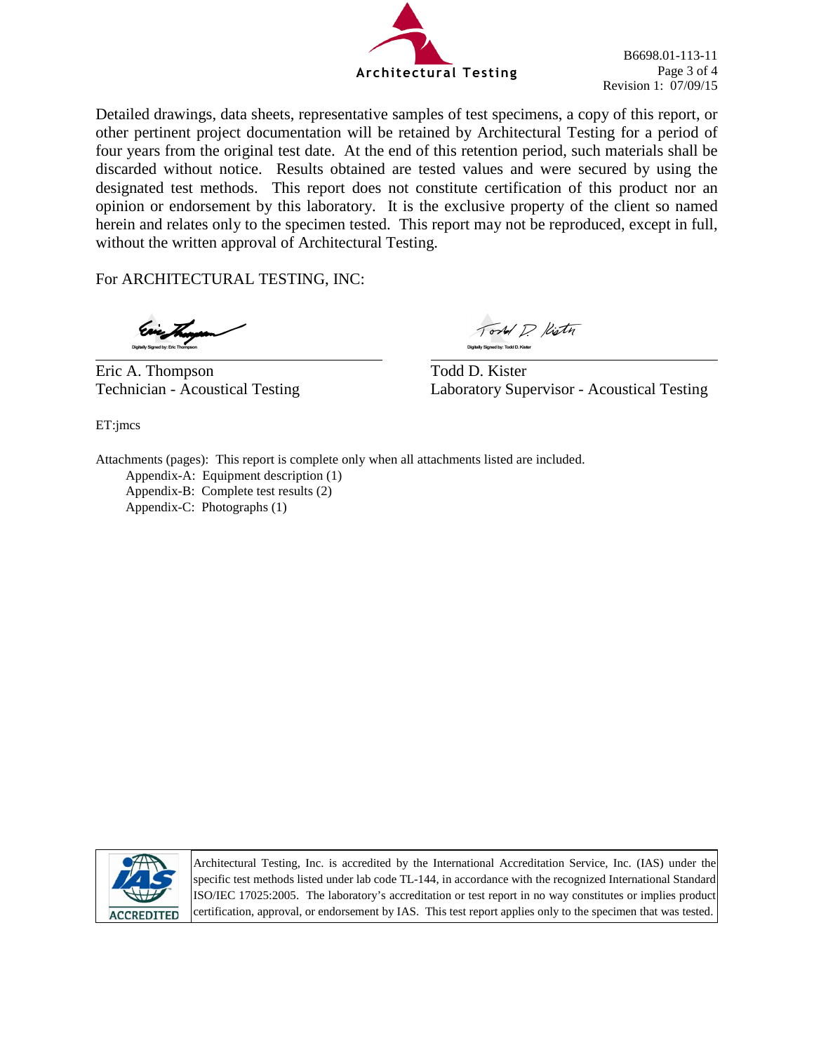Detailed drawings, data sheets, representative samples of test specimens, a copy of this report, or other pertinent project documentation will be retained by Architectural Testing for a period of four years from the original test date. At the end of this retention period, such materials shall be discarded without notice. Results obtained are tested values and were secured by using the designated test methods. This report does not constitute certification of this product nor an opinion or endorsement by this laboratory. It is the exclusive property of the client so named herein and relates only to the specimen tested. This report may not be reproduced, except in full, without the written approval of Architectural Testing.

For ARCHITECTURAL TESTING, INC:

Digitally Signed by: Eric Thompson

Eric A. Thompson
Technician - Acoustical Testing

Digitally Signed by: Todd D. Kister

Todd D. Kister
Laboratory Supervisor - Acoustical Testing

ET:jmcs

Attachments (pages): This report is complete only when all attachments listed are included.

- Appendix-A: Equipment description (1)
- Appendix-B: Complete test results (2)
- Appendix-C: Photographs (1)

ACCREDITED

Architectural Testing, Inc. is accredited by the International Accreditation Service, Inc. (IAS) under the specific test methods listed under lab code TL-144, in accordance with the recognized International Standard ISO/IEC 17025:2005. The laboratory's accreditation or test report in no way constitutes or implies product certification, approval, or endorsement by IAS. This test report applies only to the specimen that was tested.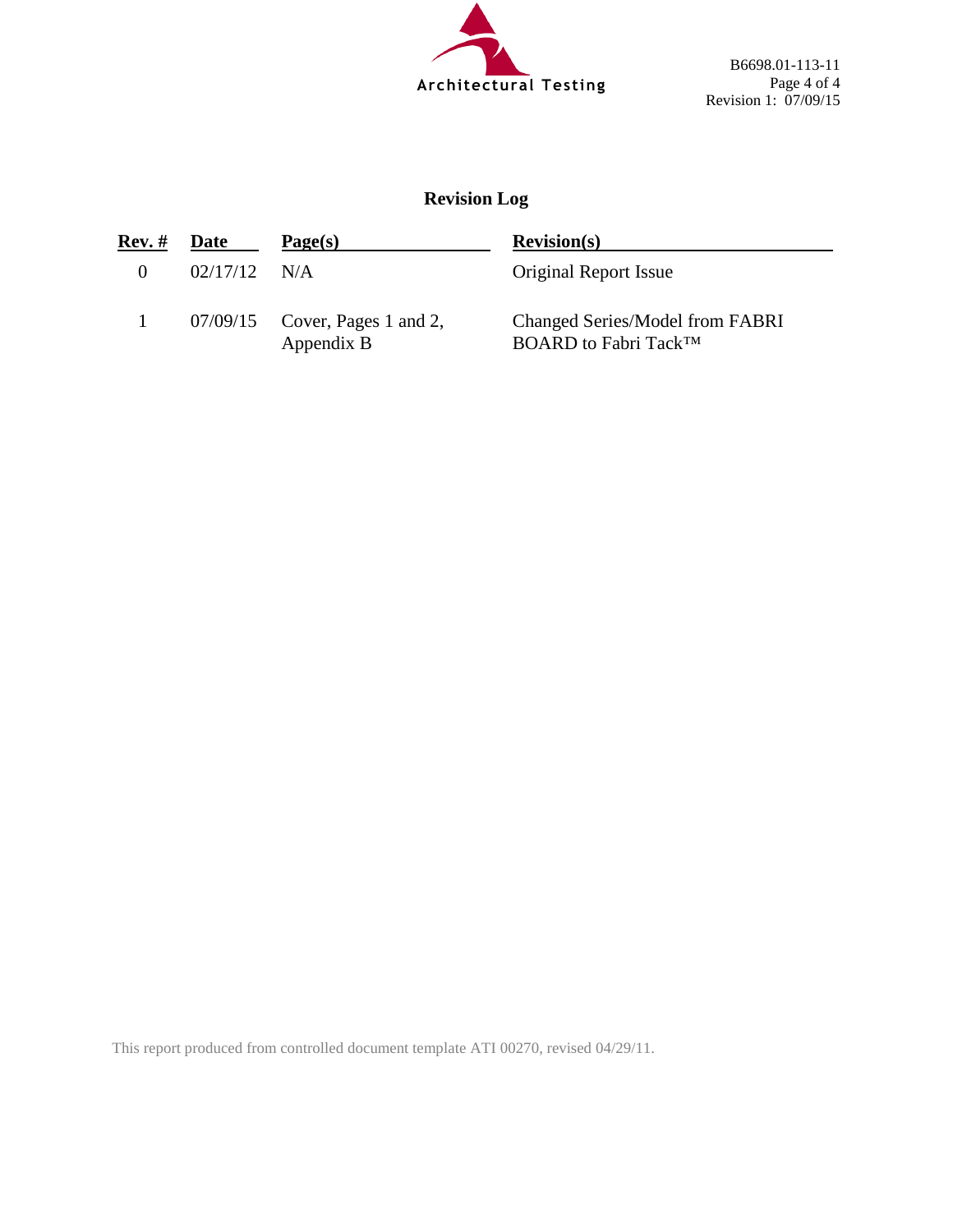## Revision Log

| Rev. # | Date | Page(s) | Revision(s) |
|---|---|---|---|
| 0 | 02/17/12 | N/A | Original Report Issue |
| 1 | 07/09/15 | Cover, Pages 1 and 2, Appendix B | Changed Series/Model from FABRI BOARD to Fabri Tack™ |

This report produced from controlled document template ATI 00270, revised 04/29/11.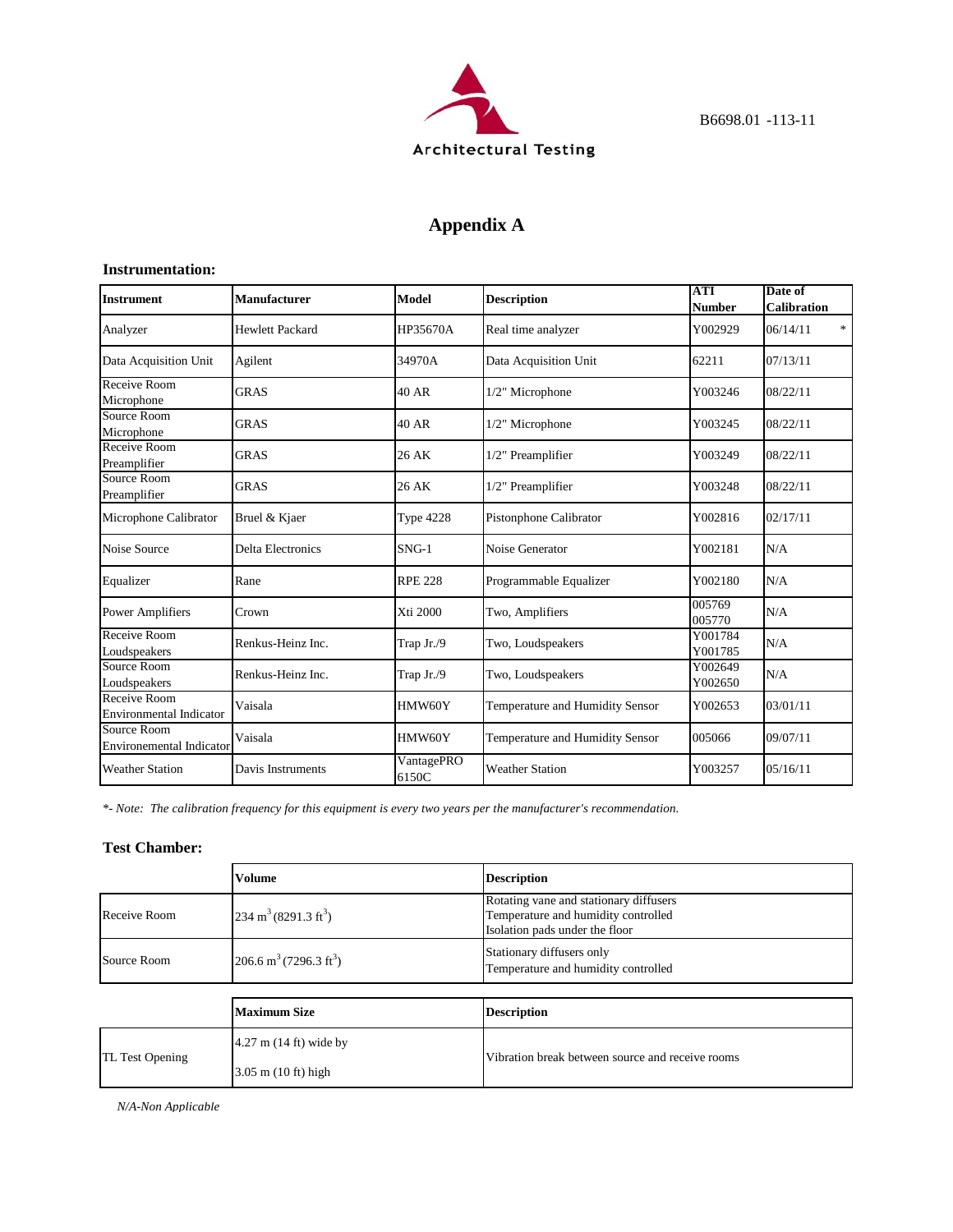B6698.01 -113-11

# Appendix A

### Instrumentation:

| Instrument | Manufacturer | Model | Description | ATI Number | Date of Calibration |
|---|---|---|---|---|---|
| Analyzer | Hewlett Packard | HP35670A | Real time analyzer | Y002929 | 06/14/11 * |
| Data Acquisition Unit | Agilent | 34970A | Data Acquisition Unit | 62211 | 07/13/11 |
| Receive Room Microphone | GRAS | 40 AR | 1/2" Microphone | Y003246 | 08/22/11 |
| Source Room Microphone | GRAS | 40 AR | 1/2" Microphone | Y003245 | 08/22/11 |
| Receive Room Preamplifier | GRAS | 26 AK | 1/2" Preamplifier | Y003249 | 08/22/11 |
| Source Room Preamplifier | GRAS | 26 AK | 1/2" Preamplifier | Y003248 | 08/22/11 |
| Microphone Calibrator | Bruel & Kjaer | Type 4228 | Pistonphone Calibrator | Y002816 | 02/17/11 |
| Noise Source | Delta Electronics | SNG-1 | Noise Generator | Y002181 | N/A |
| Equalizer | Rane | RPE 228 | Programmable Equalizer | Y002180 | N/A |
| Power Amplifiers | Crown | Xti 2000 | Two, Amplifiers | 005769 005770 | N/A |
| Receive Room Loudspeakers | Renkus-Heinz Inc. | Trap Jr./9 | Two, Loudspeakers | Y001784 Y001785 | N/A |
| Source Room Loudspeakers | Renkus-Heinz Inc. | Trap Jr./9 | Two, Loudspeakers | Y002649 Y002650 | N/A |
| Receive Room Environmental Indicator | Vaisala | HMW60Y | Temperature and Humidity Sensor | Y002653 | 03/01/11 |
| Source Room Environemental Indicator | Vaisala | HMW60Y | Temperature and Humidity Sensor | 005066 | 09/07/11 |
| Weather Station | Davis Instruments | VantagePRO 6150C | Weather Station | Y003257 | 05/16/11 |

*\*- Note: The calibration frequency for this equipment is every two years per the manufacturer's recommendation.*

### Test Chamber:

| | Volume | Description |
|---|---|---|
| Receive Room | 234 m$^3$ (8291.3 ft$^3$) | Rotating vane and stationary diffusers<br>Temperature and humidity controlled<br>Isolation pads under the floor |
| Source Room | 206.6 m$^3$ (7296.3 ft$^3$) | Stationary diffusers only<br>Temperature and humidity controlled |

| | Maximum Size | Description |
|---|---|---|
| TL Test Opening | 4.27 m (14 ft) wide by<br>3.05 m (10 ft) high | Vibration break between source and receive rooms |

*N/A-Non Applicable*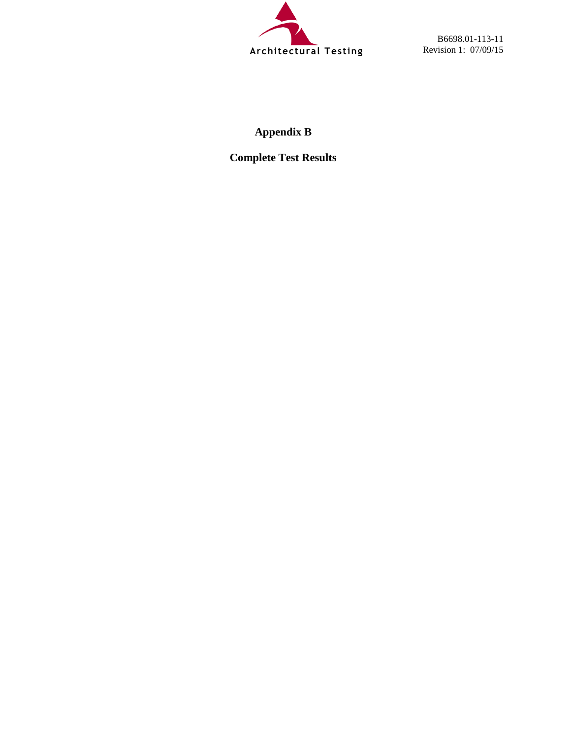# Appendix B

## Complete Test Results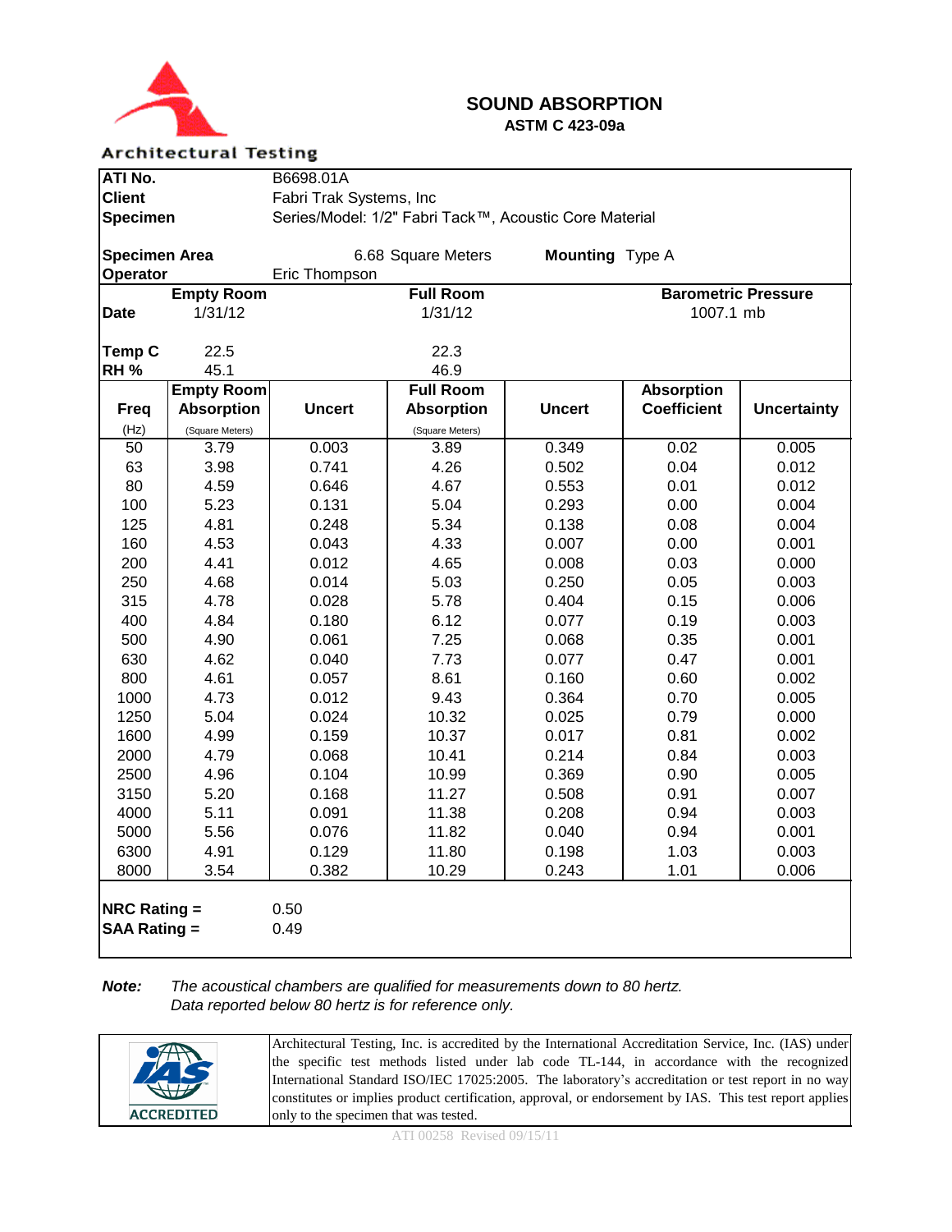Architectural Testing

# SOUND ABSORPTION

### ASTM C 423-09a

| | |
|---|---|
| **ATI No.** | B6698.01A |
| **Client** | Fabri Trak Systems, Inc |
| **Specimen** | Series/Model: 1/2" Fabri Tack™, Acoustic Core Material |
| **Specimen Area** | 6.68 Square Meters |
| **Mounting** | Type A |
| **Operator** | Eric Thompson |

| | Empty Room | Full Room | Barometric Pressure |
|---|---|---|---|
| **Date** | 1/31/12 | 1/31/12 | 1007.1 mb |
| **Temp C** | 22.5 | 22.3 | |
| **RH %** | 45.1 | 46.9 | |

| Freq (Hz) | Empty Room Absorption (Square Meters) | Uncert | Full Room Absorption (Square Meters) | Uncert | Absorption Coefficient | Uncertainty |
|---|---|---|---|---|---|---|
| 50 | 3.79 | 0.003 | 3.89 | 0.349 | 0.02 | 0.005 |
| 63 | 3.98 | 0.741 | 4.26 | 0.502 | 0.04 | 0.012 |
| 80 | 4.59 | 0.646 | 4.67 | 0.553 | 0.01 | 0.012 |
| 100 | 5.23 | 0.131 | 5.04 | 0.293 | 0.00 | 0.004 |
| 125 | 4.81 | 0.248 | 5.34 | 0.138 | 0.08 | 0.004 |
| 160 | 4.53 | 0.043 | 4.33 | 0.007 | 0.00 | 0.001 |
| 200 | 4.41 | 0.012 | 4.65 | 0.008 | 0.03 | 0.000 |
| 250 | 4.68 | 0.014 | 5.03 | 0.250 | 0.05 | 0.003 |
| 315 | 4.78 | 0.028 | 5.78 | 0.404 | 0.15 | 0.006 |
| 400 | 4.84 | 0.180 | 6.12 | 0.077 | 0.19 | 0.003 |
| 500 | 4.90 | 0.061 | 7.25 | 0.068 | 0.35 | 0.001 |
| 630 | 4.62 | 0.040 | 7.73 | 0.077 | 0.47 | 0.001 |
| 800 | 4.61 | 0.057 | 8.61 | 0.160 | 0.60 | 0.002 |
| 1000 | 4.73 | 0.012 | 9.43 | 0.364 | 0.70 | 0.005 |
| 1250 | 5.04 | 0.024 | 10.32 | 0.025 | 0.79 | 0.000 |
| 1600 | 4.99 | 0.159 | 10.37 | 0.017 | 0.81 | 0.002 |
| 2000 | 4.79 | 0.068 | 10.41 | 0.214 | 0.84 | 0.003 |
| 2500 | 4.96 | 0.104 | 10.99 | 0.369 | 0.90 | 0.005 |
| 3150 | 5.20 | 0.168 | 11.27 | 0.508 | 0.91 | 0.007 |
| 4000 | 5.11 | 0.091 | 11.38 | 0.208 | 0.94 | 0.003 |
| 5000 | 5.56 | 0.076 | 11.82 | 0.040 | 0.94 | 0.001 |
| 6300 | 4.91 | 0.129 | 11.80 | 0.198 | 1.03 | 0.003 |
| 8000 | 3.54 | 0.382 | 10.29 | 0.243 | 1.01 | 0.006 |

**NRC Rating =** 0.50
**SAA Rating =** 0.49

***Note:*** *The acoustical chambers are qualified for measurements down to 80 hertz. Data reported below 80 hertz is for reference only.*

IAS ACCREDITED

Architectural Testing, Inc. is accredited by the International Accreditation Service, Inc. (IAS) under the specific test methods listed under lab code TL-144, in accordance with the recognized International Standard ISO/IEC 17025:2005. The laboratory's accreditation or test report in no way constitutes or implies product certification, approval, or endorsement by IAS. This test report applies only to the specimen that was tested.

ATI 00258 Revised 09/15/11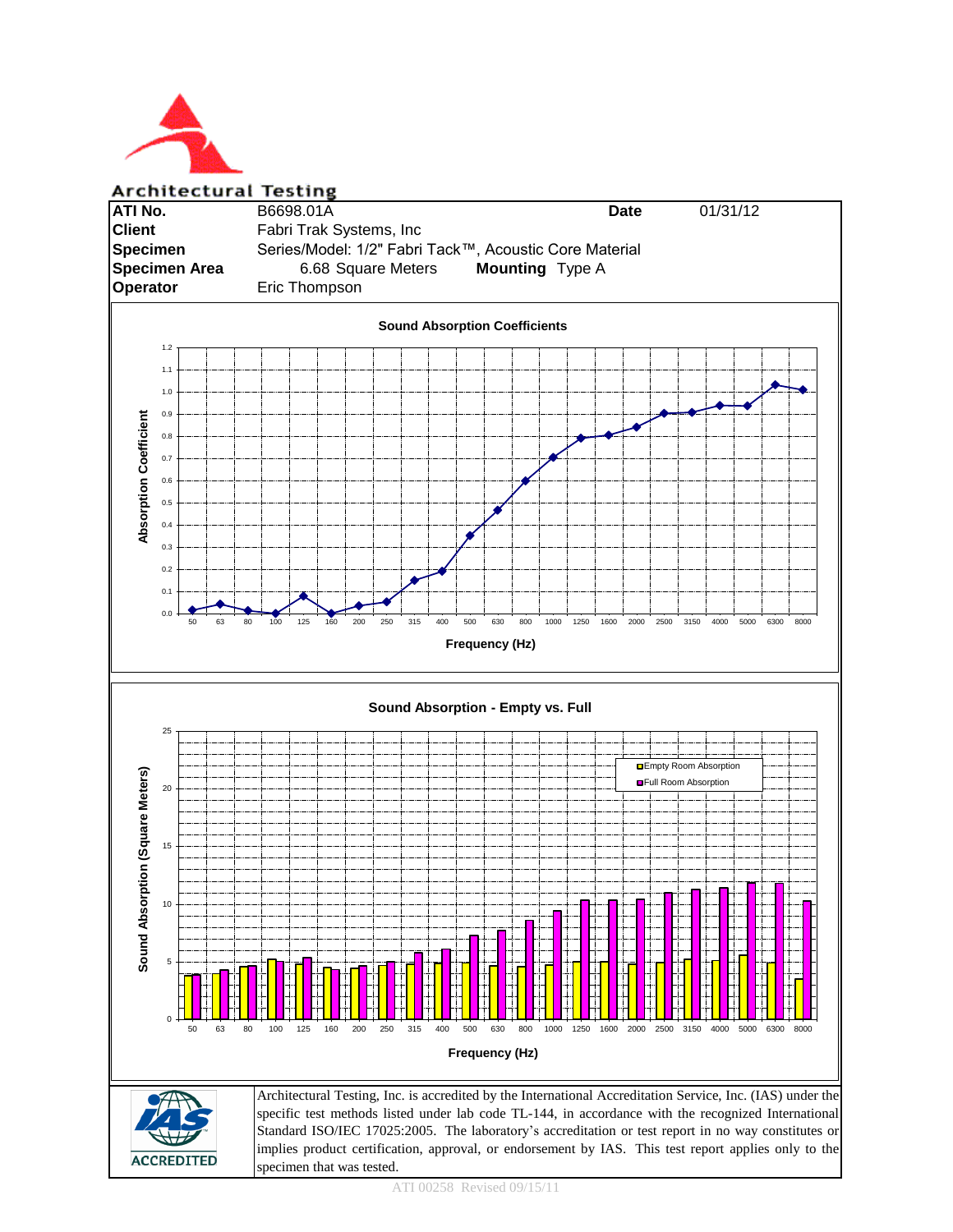**Architectural Testing**

| | | | |
|---|---|---|---|
| **ATI No.** | B6698.01A | **Date** | 01/31/12 |
| **Client** | Fabri Trak Systems, Inc | | |
| **Specimen** | Series/Model: 1/2" Fabri Tack™, Acoustic Core Material | | |
| **Specimen Area** | 6.68 Square Meters | **Mounting** | Type A |
| **Operator** | Eric Thompson | | |

**Sound Absorption Coefficients**

Absorption Coefficient vs. Frequency (Hz): 50, 63, 80, 100, 125, 160, 200, 250, 315, 400, 500, 630, 800, 1000, 1250, 1600, 2000, 2500, 3150, 4000, 5000, 6300, 8000

**Sound Absorption - Empty vs. Full**

Sound Absorption (Square Meters) vs. Frequency (Hz): 50, 63, 80, 100, 125, 160, 200, 250, 315, 400, 500, 630, 800, 1000, 1250, 1600, 2000, 2500, 3150, 4000, 5000, 6300, 8000

Legend: Empty Room Absorption; Full Room Absorption

IAS ACCREDITED

Architectural Testing, Inc. is accredited by the International Accreditation Service, Inc. (IAS) under the specific test methods listed under lab code TL-144, in accordance with the recognized International Standard ISO/IEC 17025:2005. The laboratory's accreditation or test report in no way constitutes or implies product certification, approval, or endorsement by IAS. This test report applies only to the specimen that was tested.

ATI 00258 Revised 09/15/11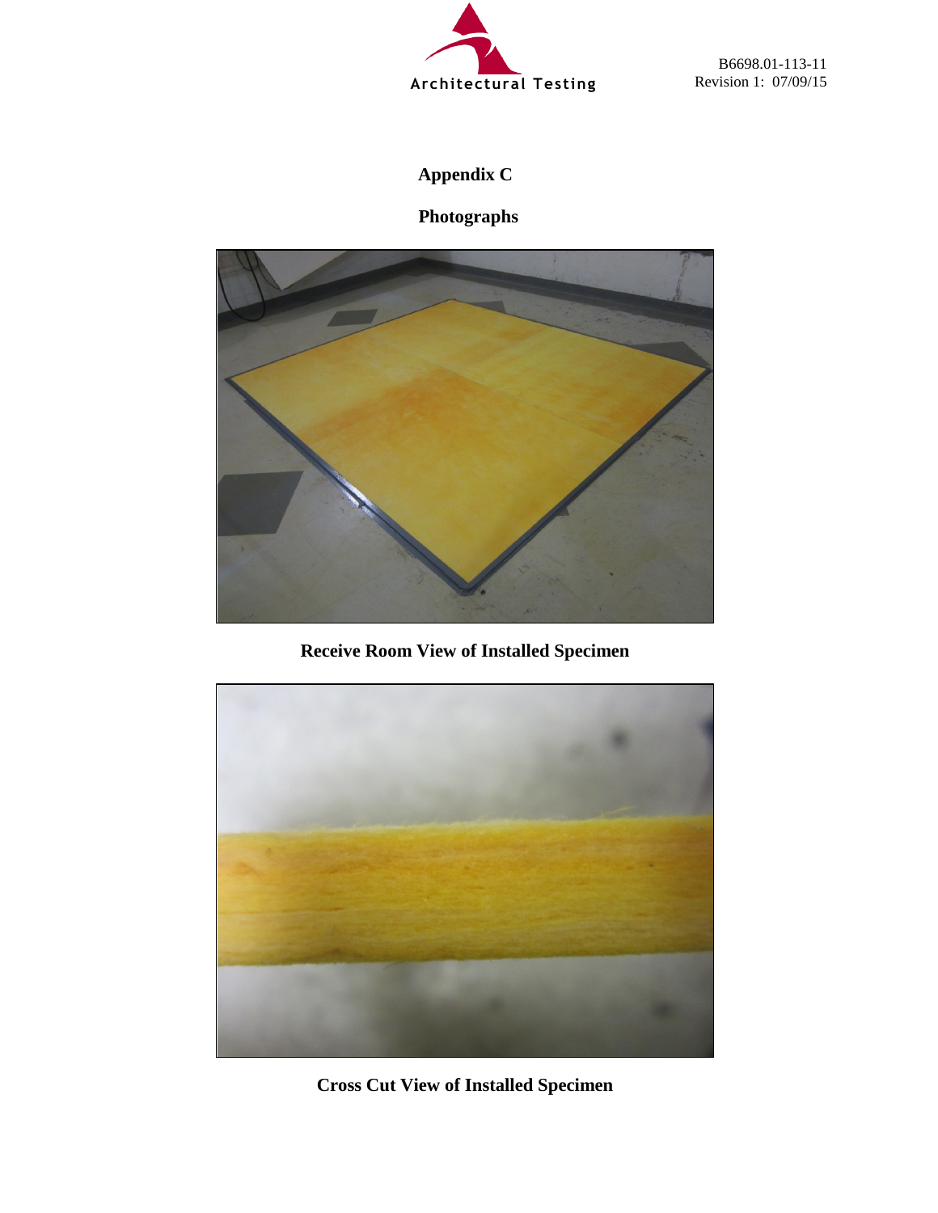# Appendix C

## Photographs

**Receive Room View of Installed Specimen**

**Cross Cut View of Installed Specimen**